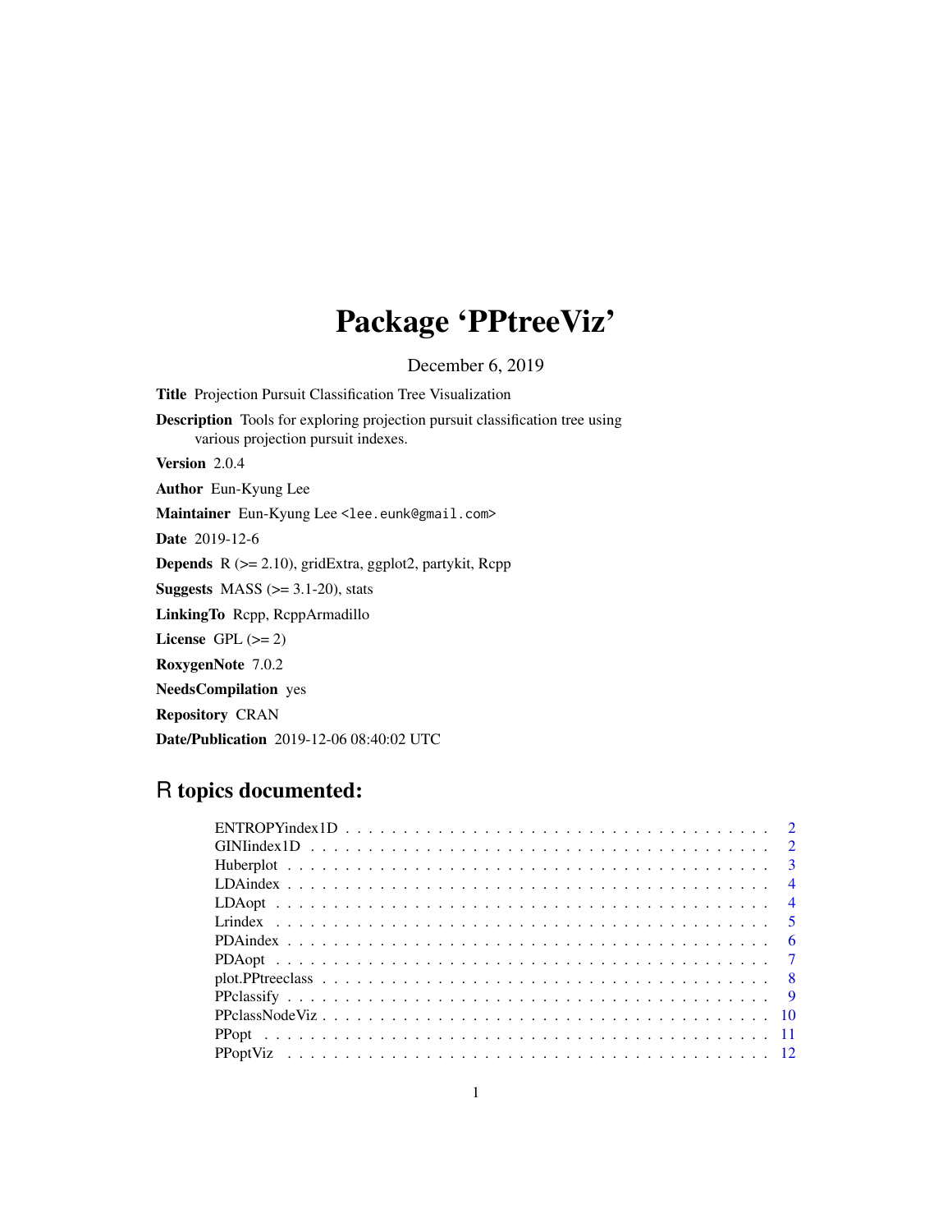# Package 'PPtreeViz'

December 6, 2019

**Title** Projection Pursuit Classification Tree Visualization

**Description** Tools for exploring projection pursuit classification tree using various projection pursuit indexes.

**Version** 2.0.4

**Author** Eun-Kyung Lee

**Maintainer** Eun-Kyung Lee <lee.eunk@gmail.com>

**Date** 2019-12-6

**Depends** R (>= 2.10), gridExtra, ggplot2, partykit, Rcpp

**Suggests** MASS (>= 3.1-20), stats

**LinkingTo** Rcpp, RcppArmadillo

**License** GPL (>= 2)

**RoxygenNote** 7.0.2

**NeedsCompilation** yes

**Repository** CRAN

**Date/Publication** 2019-12-06 08:40:02 UTC

## R topics documented:

- ENTROPYindex1D . . . . . . . . . . . . . . . . . . . . . . . . . . . . . . . . . . . 2
- GINIindex1D . . . . . . . . . . . . . . . . . . . . . . . . . . . . . . . . . . . . . 2
- Huberplot . . . . . . . . . . . . . . . . . . . . . . . . . . . . . . . . . . . . . . 3
- LDAindex . . . . . . . . . . . . . . . . . . . . . . . . . . . . . . . . . . . . . . 4
- LDAopt . . . . . . . . . . . . . . . . . . . . . . . . . . . . . . . . . . . . . . . 4
- Lrindex . . . . . . . . . . . . . . . . . . . . . . . . . . . . . . . . . . . . . . . 5
- PDAindex . . . . . . . . . . . . . . . . . . . . . . . . . . . . . . . . . . . . . . 6
- PDAopt . . . . . . . . . . . . . . . . . . . . . . . . . . . . . . . . . . . . . . . 7
- plot.PPtreeclass . . . . . . . . . . . . . . . . . . . . . . . . . . . . . . . . . . 8
- PPclassify . . . . . . . . . . . . . . . . . . . . . . . . . . . . . . . . . . . . . 9
- PPclassNodeViz . . . . . . . . . . . . . . . . . . . . . . . . . . . . . . . . . . 10
- PPopt . . . . . . . . . . . . . . . . . . . . . . . . . . . . . . . . . . . . . . . 11
- PPoptViz . . . . . . . . . . . . . . . . . . . . . . . . . . . . . . . . . . . . . . 12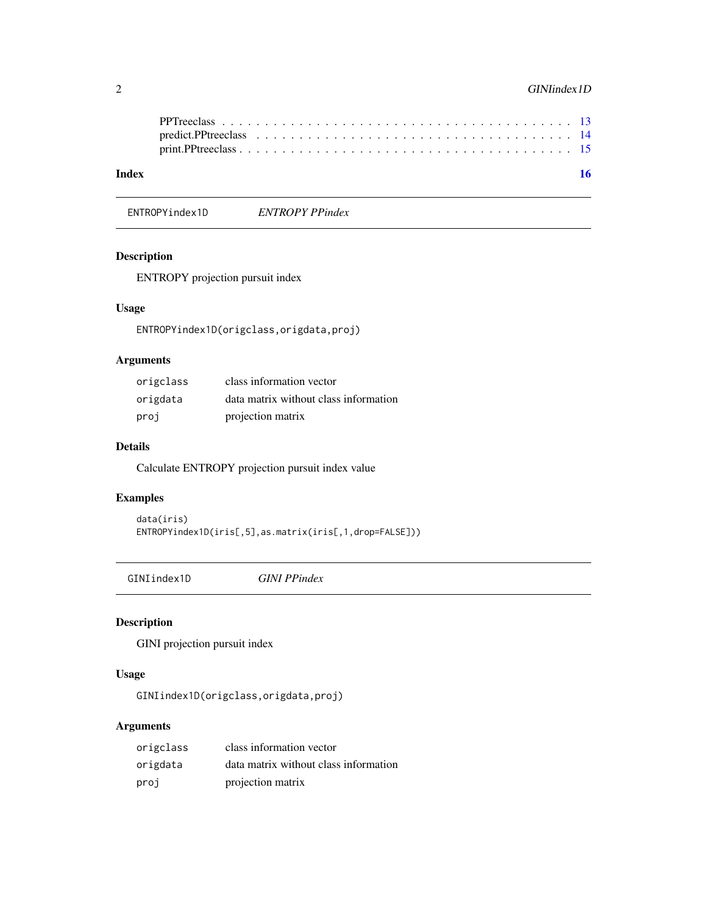| | |
|---|---|
| PPTreeclass | 13 |
| predict.PPtreeclass | 14 |
| print.PPtreeclass | 15 |

**Index** **16**

---

## ENTROPYindex1D *ENTROPY PPindex*

### Description

ENTROPY projection pursuit index

### Usage

```
ENTROPYindex1D(origclass,origdata,proj)
```

### Arguments

| | |
|---|---|
| `origclass` | class information vector |
| `origdata` | data matrix without class information |
| `proj` | projection matrix |

### Details

Calculate ENTROPY projection pursuit index value

### Examples

```
data(iris)
ENTROPYindex1D(iris[,5],as.matrix(iris[,1,drop=FALSE]))
```

---

## GINIindex1D *GINI PPindex*

### Description

GINI projection pursuit index

### Usage

```
GINIindex1D(origclass,origdata,proj)
```

### Arguments

| | |
|---|---|
| `origclass` | class information vector |
| `origdata` | data matrix without class information |
| `proj` | projection matrix |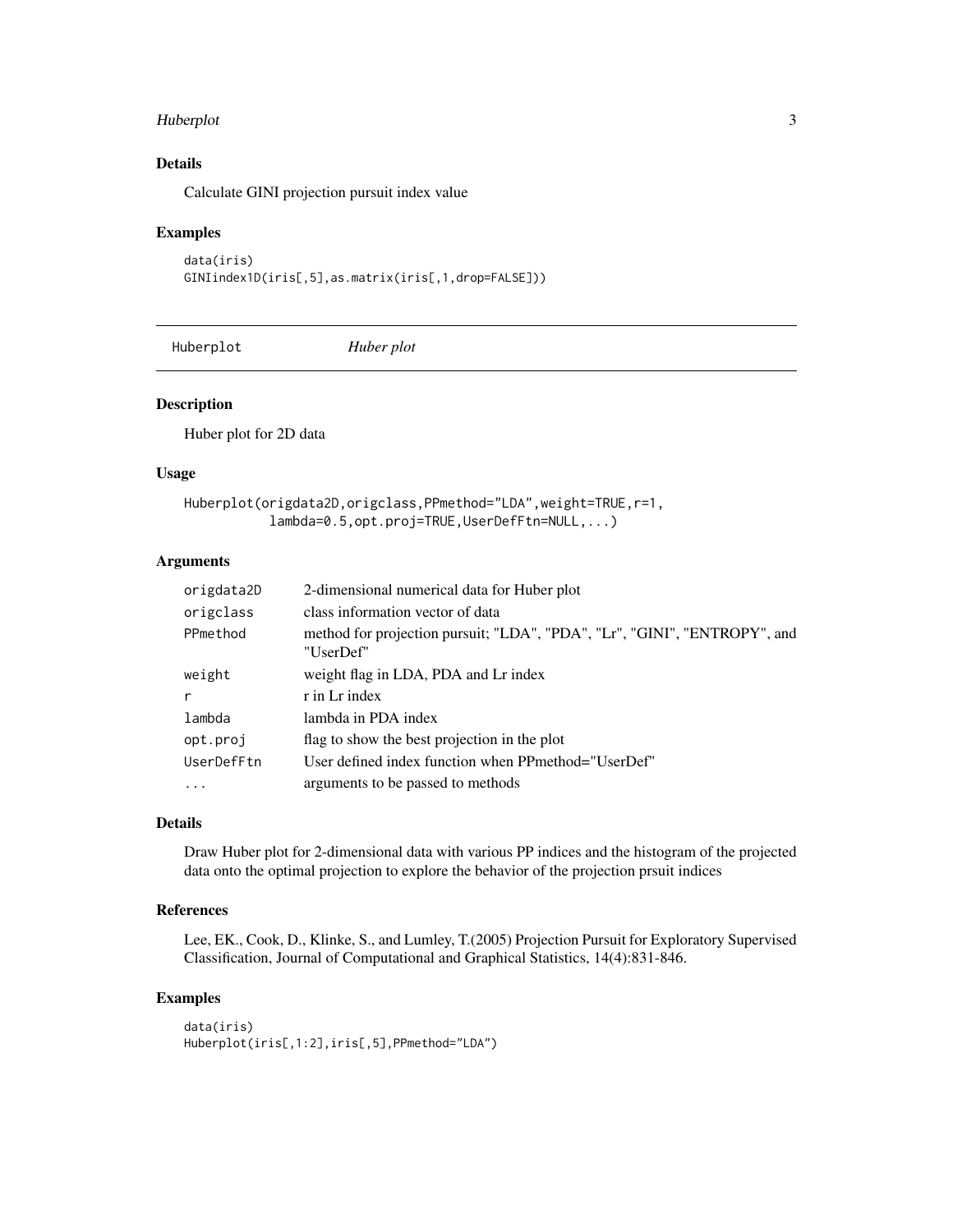### Details

Calculate GINI projection pursuit index value

### Examples

```
data(iris)
GINIindex1D(iris[,5],as.matrix(iris[,1,drop=FALSE]))
```

---

## Huberplot *Huber plot*

---

### Description

Huber plot for 2D data

### Usage

```
Huberplot(origdata2D,origclass,PPmethod="LDA",weight=TRUE,r=1,
          lambda=0.5,opt.proj=TRUE,UserDefFtn=NULL,...)
```

### Arguments

| | |
|---|---|
| origdata2D | 2-dimensional numerical data for Huber plot |
| origclass | class information vector of data |
| PPmethod | method for projection pursuit; "LDA", "PDA", "Lr", "GINI", "ENTROPY", and "UserDef" |
| weight | weight flag in LDA, PDA and Lr index |
| r | r in Lr index |
| lambda | lambda in PDA index |
| opt.proj | flag to show the best projection in the plot |
| UserDefFtn | User defined index function when PPmethod="UserDef" |
| ... | arguments to be passed to methods |

### Details

Draw Huber plot for 2-dimensional data with various PP indices and the histogram of the projected data onto the optimal projection to explore the behavior of the projection prsuit indices

### References

Lee, EK., Cook, D., Klinke, S., and Lumley, T.(2005) Projection Pursuit for Exploratory Supervised Classification, Journal of Computational and Graphical Statistics, 14(4):831-846.

### Examples

```
data(iris)
Huberplot(iris[,1:2],iris[,5],PPmethod="LDA")
```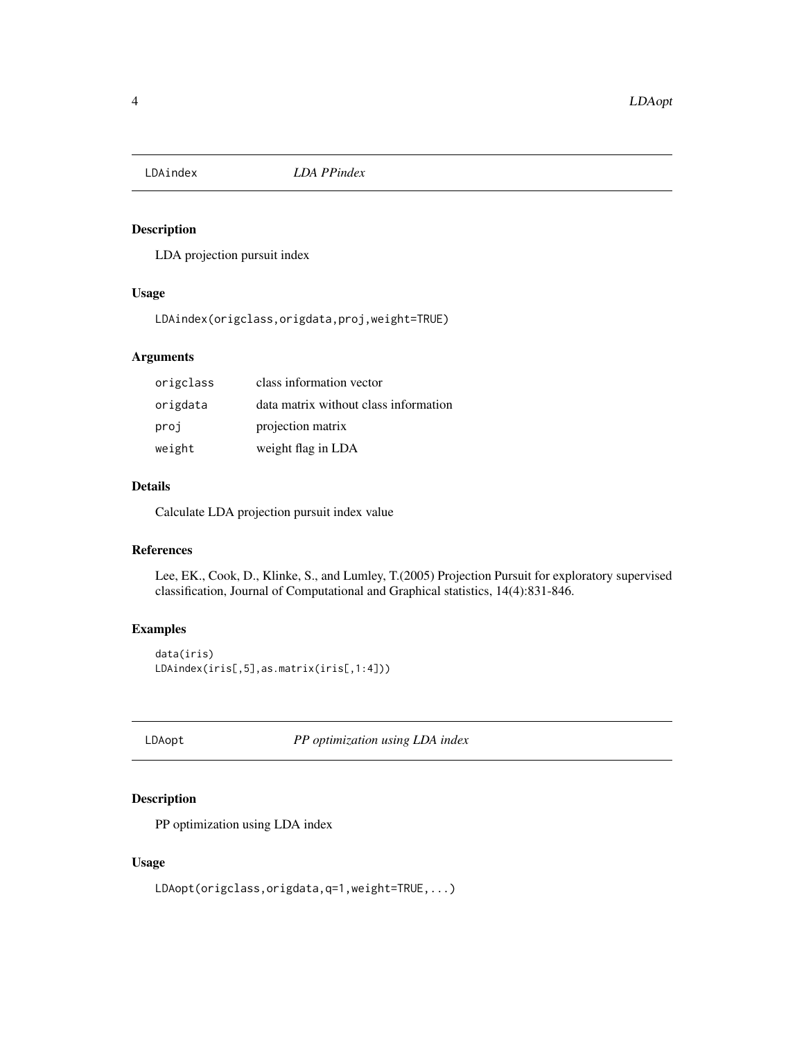## LDAindex *LDA PPindex*

### Description

LDA projection pursuit index

### Usage

```
LDAindex(origclass,origdata,proj,weight=TRUE)
```

### Arguments

| | |
|---|---|
| origclass | class information vector |
| origdata | data matrix without class information |
| proj | projection matrix |
| weight | weight flag in LDA |

### Details

Calculate LDA projection pursuit index value

### References

Lee, EK., Cook, D., Klinke, S., and Lumley, T.(2005) Projection Pursuit for exploratory supervised classification, Journal of Computational and Graphical statistics, 14(4):831-846.

### Examples

```
data(iris)
LDAindex(iris[,5],as.matrix(iris[,1:4]))
```

## LDAopt *PP optimization using LDA index*

### Description

PP optimization using LDA index

### Usage

```
LDAopt(origclass,origdata,q=1,weight=TRUE,...)
```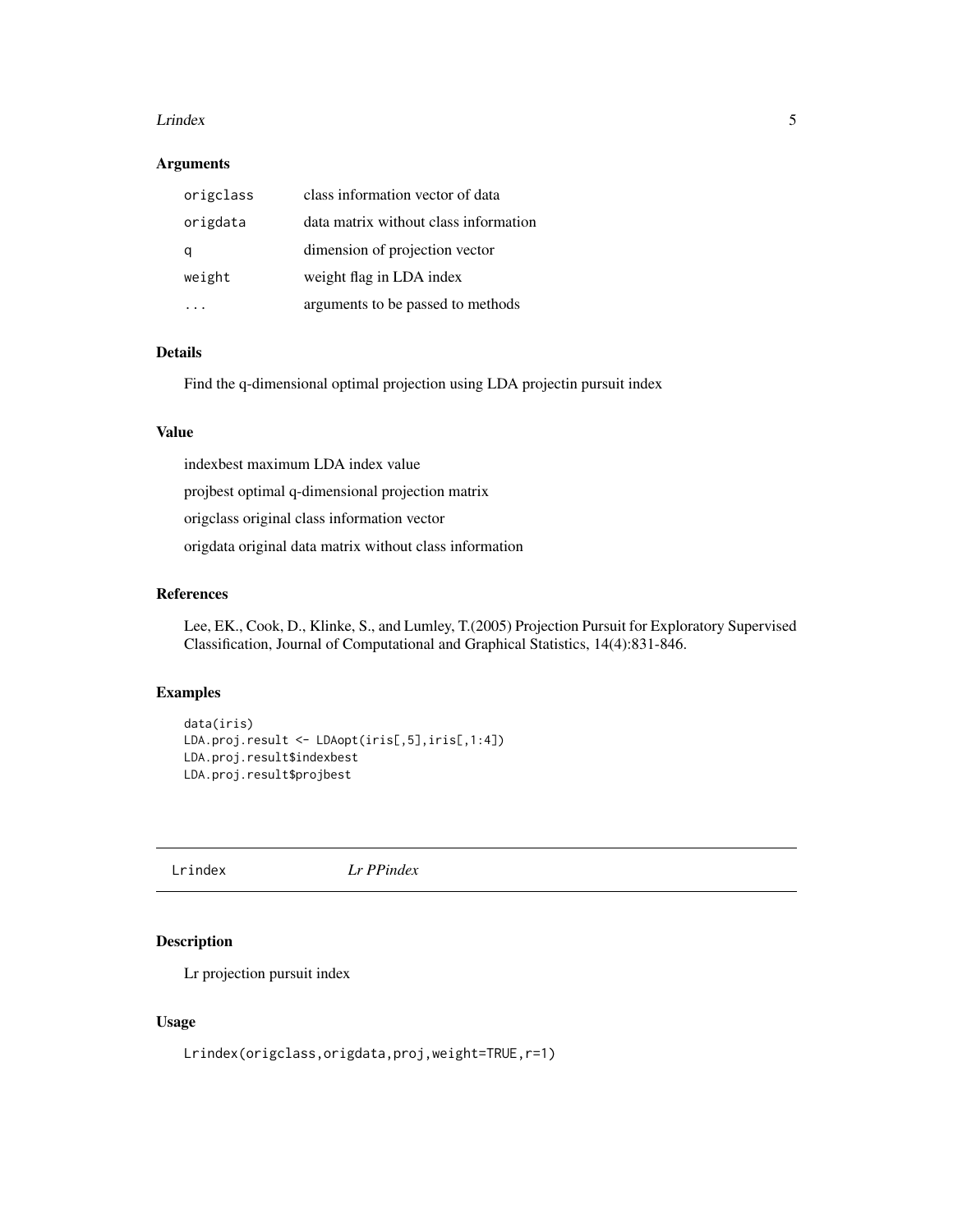## Arguments

| | |
|---|---|
| origclass | class information vector of data |
| origdata | data matrix without class information |
| q | dimension of projection vector |
| weight | weight flag in LDA index |
| ... | arguments to be passed to methods |

## Details

Find the q-dimensional optimal projection using LDA projectin pursuit index

## Value

indexbest maximum LDA index value

projbest optimal q-dimensional projection matrix

origclass original class information vector

origdata original data matrix without class information

## References

Lee, EK., Cook, D., Klinke, S., and Lumley, T.(2005) Projection Pursuit for Exploratory Supervised Classification, Journal of Computational and Graphical Statistics, 14(4):831-846.

## Examples

```
data(iris)
LDA.proj.result <- LDAopt(iris[,5],iris[,1:4])
LDA.proj.result$indexbest
LDA.proj.result$projbest
```

---

# Lrindex *Lr PPindex*

## Description

Lr projection pursuit index

## Usage

```
Lrindex(origclass,origdata,proj,weight=TRUE,r=1)
```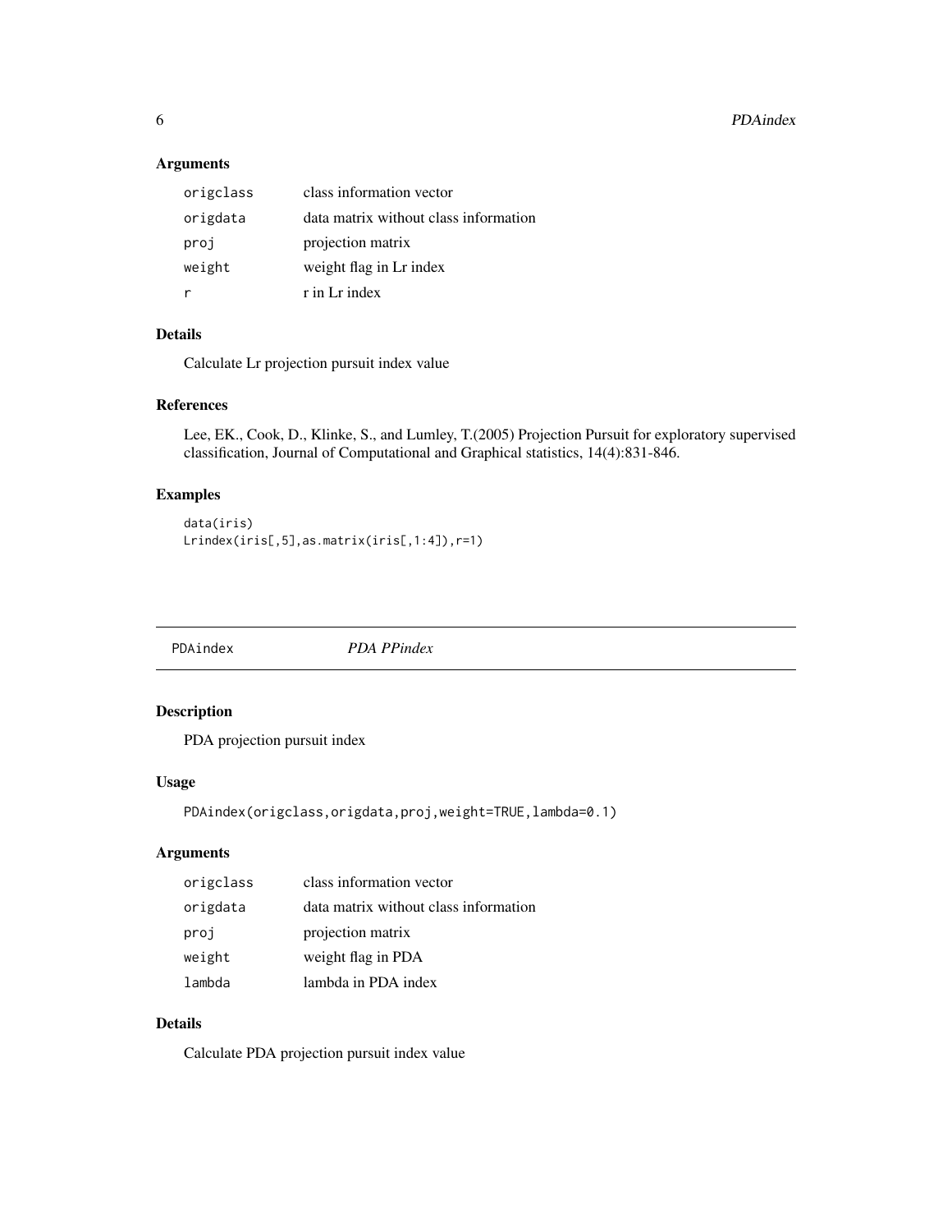### Arguments

| | |
|---|---|
| origclass | class information vector |
| origdata | data matrix without class information |
| proj | projection matrix |
| weight | weight flag in Lr index |
| r | r in Lr index |

### Details

Calculate Lr projection pursuit index value

### References

Lee, EK., Cook, D., Klinke, S., and Lumley, T.(2005) Projection Pursuit for exploratory supervised classification, Journal of Computational and Graphical statistics, 14(4):831-846.

### Examples

```
data(iris)
Lrindex(iris[,5],as.matrix(iris[,1:4]),r=1)
```

---

## PDAindex *PDA PPindex*

### Description

PDA projection pursuit index

### Usage

```
PDAindex(origclass,origdata,proj,weight=TRUE,lambda=0.1)
```

### Arguments

| | |
|---|---|
| origclass | class information vector |
| origdata | data matrix without class information |
| proj | projection matrix |
| weight | weight flag in PDA |
| lambda | lambda in PDA index |

### Details

Calculate PDA projection pursuit index value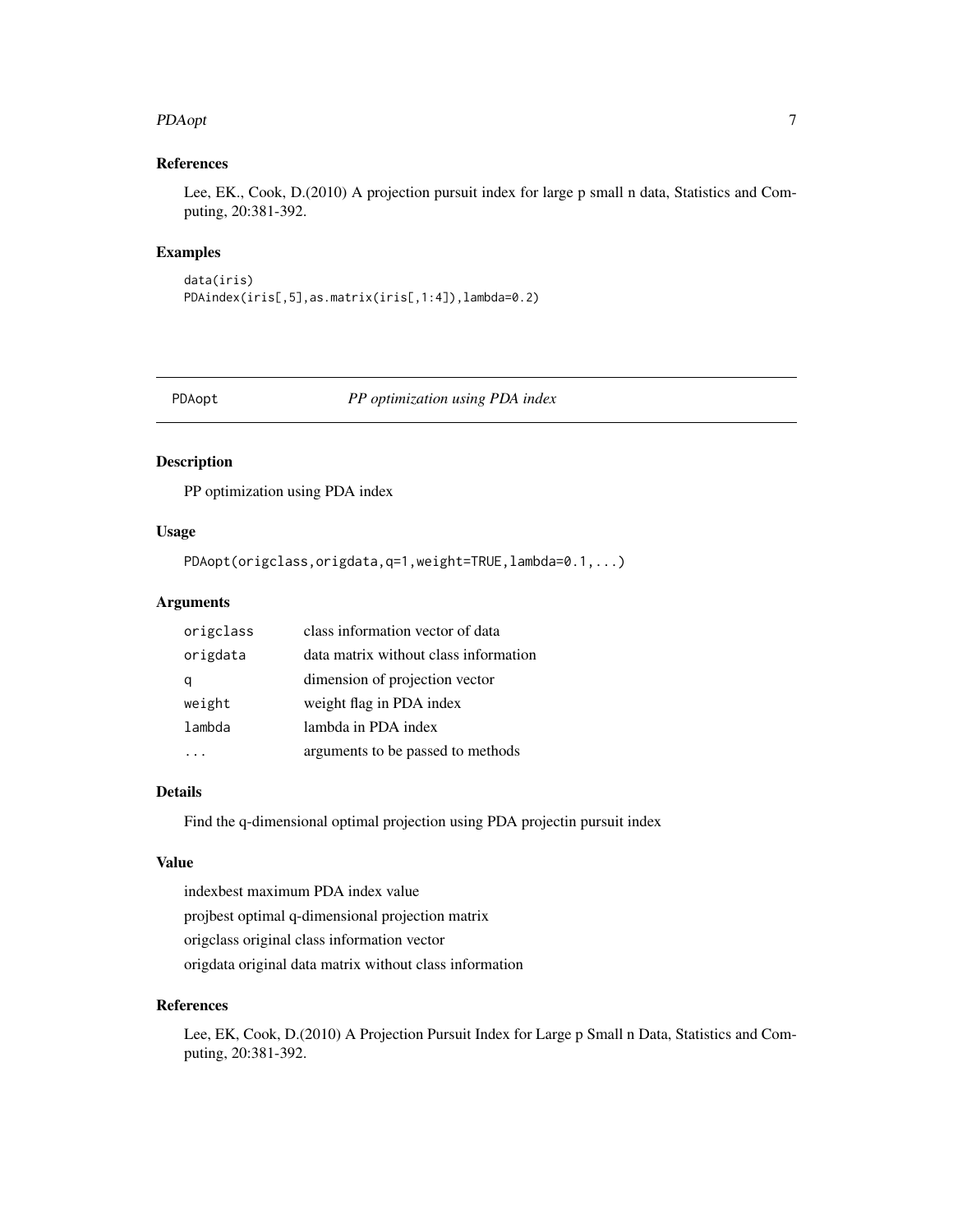### References

Lee, EK., Cook, D.(2010) A projection pursuit index for large p small n data, Statistics and Computing, 20:381-392.

### Examples

```
data(iris)
PDAindex(iris[,5],as.matrix(iris[,1:4]),lambda=0.2)
```

---

## PDAopt — *PP optimization using PDA index*

---

### Description

PP optimization using PDA index

### Usage

```
PDAopt(origclass,origdata,q=1,weight=TRUE,lambda=0.1,...)
```

### Arguments

| | |
|---|---|
| origclass | class information vector of data |
| origdata | data matrix without class information |
| q | dimension of projection vector |
| weight | weight flag in PDA index |
| lambda | lambda in PDA index |
| ... | arguments to be passed to methods |

### Details

Find the q-dimensional optimal projection using PDA projectin pursuit index

### Value

indexbest maximum PDA index value

projbest optimal q-dimensional projection matrix

origclass original class information vector

origdata original data matrix without class information

### References

Lee, EK, Cook, D.(2010) A Projection Pursuit Index for Large p Small n Data, Statistics and Computing, 20:381-392.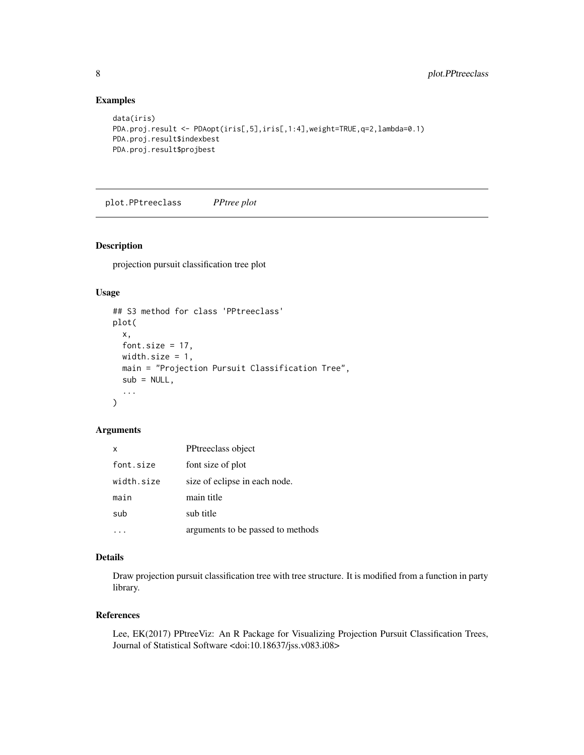## Examples

```
data(iris)
PDA.proj.result <- PDAopt(iris[,5],iris[,1:4],weight=TRUE,q=2,lambda=0.1)
PDA.proj.result$indexbest
PDA.proj.result$projbest
```

---

# plot.PPtreeclass — *PPtree plot*

---

## Description

projection pursuit classification tree plot

## Usage

```
## S3 method for class 'PPtreeclass'
plot(
  x,
  font.size = 17,
  width.size = 1,
  main = "Projection Pursuit Classification Tree",
  sub = NULL,
  ...
)
```

## Arguments

| | |
|---|---|
| `x` | PPtreeclass object |
| `font.size` | font size of plot |
| `width.size` | size of eclipse in each node. |
| `main` | main title |
| `sub` | sub title |
| `...` | arguments to be passed to methods |

## Details

Draw projection pursuit classification tree with tree structure. It is modified from a function in party library.

## References

Lee, EK(2017) PPtreeViz: An R Package for Visualizing Projection Pursuit Classification Trees, Journal of Statistical Software <doi:10.18637/jss.v083.i08>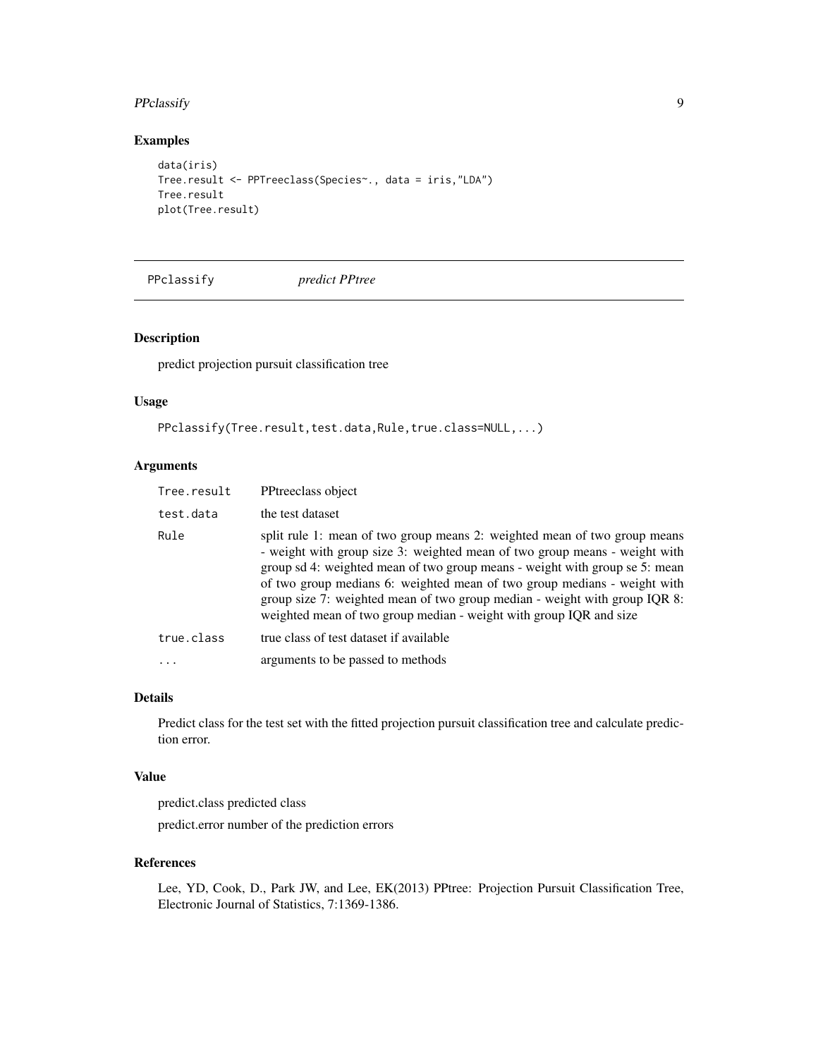## Examples

```
data(iris)
Tree.result <- PPTreeclass(Species~., data = iris,"LDA")
Tree.result
plot(Tree.result)
```

---

# PPclassify *predict PPtree*

## Description

predict projection pursuit classification tree

## Usage

```
PPclassify(Tree.result,test.data,Rule,true.class=NULL,...)
```

## Arguments

| | |
|---|---|
| `Tree.result` | PPtreeclass object |
| `test.data` | the test dataset |
| `Rule` | split rule 1: mean of two group means 2: weighted mean of two group means - weight with group size 3: weighted mean of two group means - weight with group sd 4: weighted mean of two group means - weight with group se 5: mean of two group medians 6: weighted mean of two group medians - weight with group size 7: weighted mean of two group median - weight with group IQR 8: weighted mean of two group median - weight with group IQR and size |
| `true.class` | true class of test dataset if available |
| `...` | arguments to be passed to methods |

## Details

Predict class for the test set with the fitted projection pursuit classification tree and calculate prediction error.

## Value

predict.class predicted class

predict.error number of the prediction errors

## References

Lee, YD, Cook, D., Park JW, and Lee, EK(2013) PPtree: Projection Pursuit Classification Tree, Electronic Journal of Statistics, 7:1369-1386.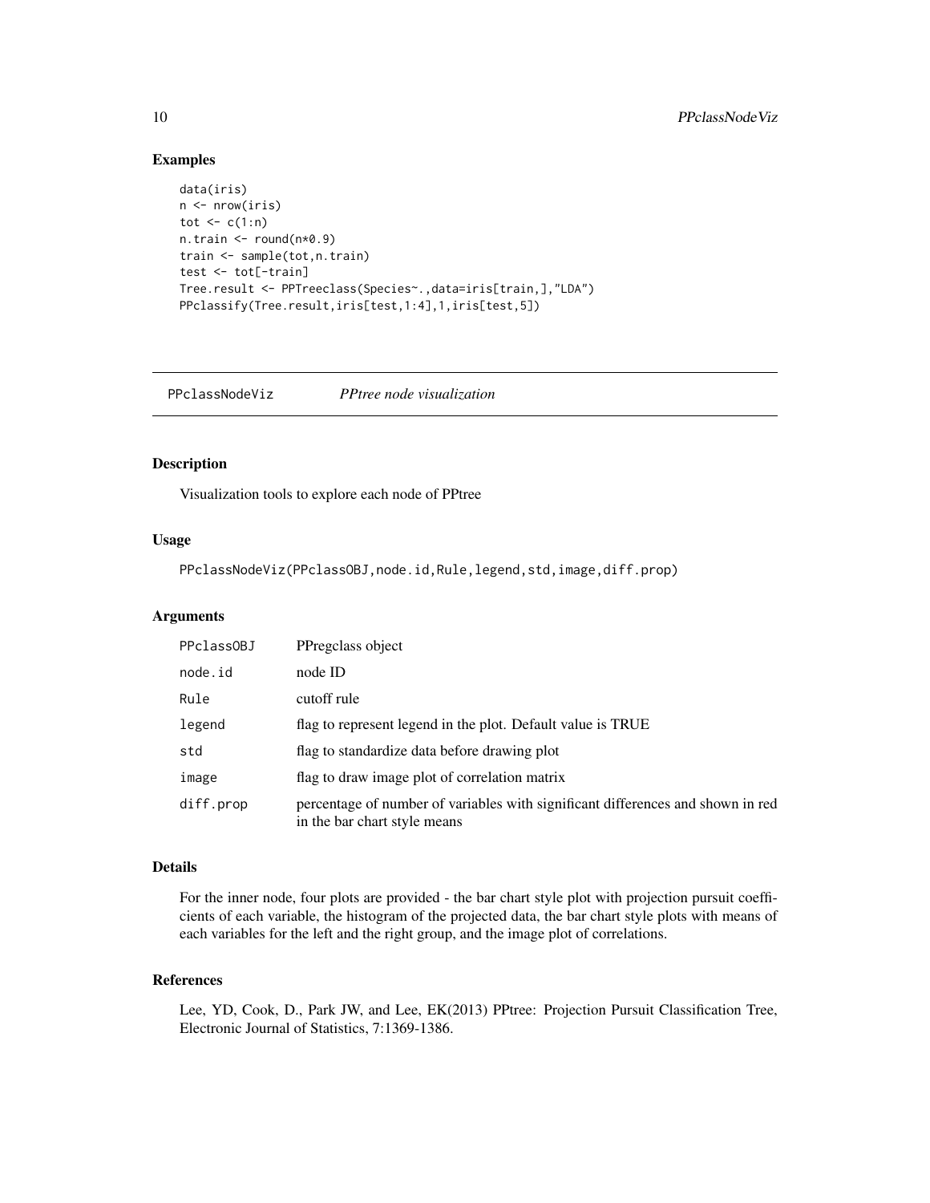## Examples

```
data(iris)
n <- nrow(iris)
tot <- c(1:n)
n.train <- round(n*0.9)
train <- sample(tot,n.train)
test <- tot[-train]
Tree.result <- PPTreeclass(Species~.,data=iris[train,],"LDA")
PPclassify(Tree.result,iris[test,1:4],1,iris[test,5])
```

---

# PPclassNodeViz    *PPtree node visualization*

---

## Description

Visualization tools to explore each node of PPtree

## Usage

```
PPclassNodeViz(PPclassOBJ,node.id,Rule,legend,std,image,diff.prop)
```

## Arguments

| | |
|---|---|
| PPclassOBJ | PPregclass object |
| node.id | node ID |
| Rule | cutoff rule |
| legend | flag to represent legend in the plot. Default value is TRUE |
| std | flag to standardize data before drawing plot |
| image | flag to draw image plot of correlation matrix |
| diff.prop | percentage of number of variables with significant differences and shown in red in the bar chart style means |

## Details

For the inner node, four plots are provided - the bar chart style plot with projection pursuit coefficients of each variable, the histogram of the projected data, the bar chart style plots with means of each variables for the left and the right group, and the image plot of correlations.

## References

Lee, YD, Cook, D., Park JW, and Lee, EK(2013) PPtree: Projection Pursuit Classification Tree, Electronic Journal of Statistics, 7:1369-1386.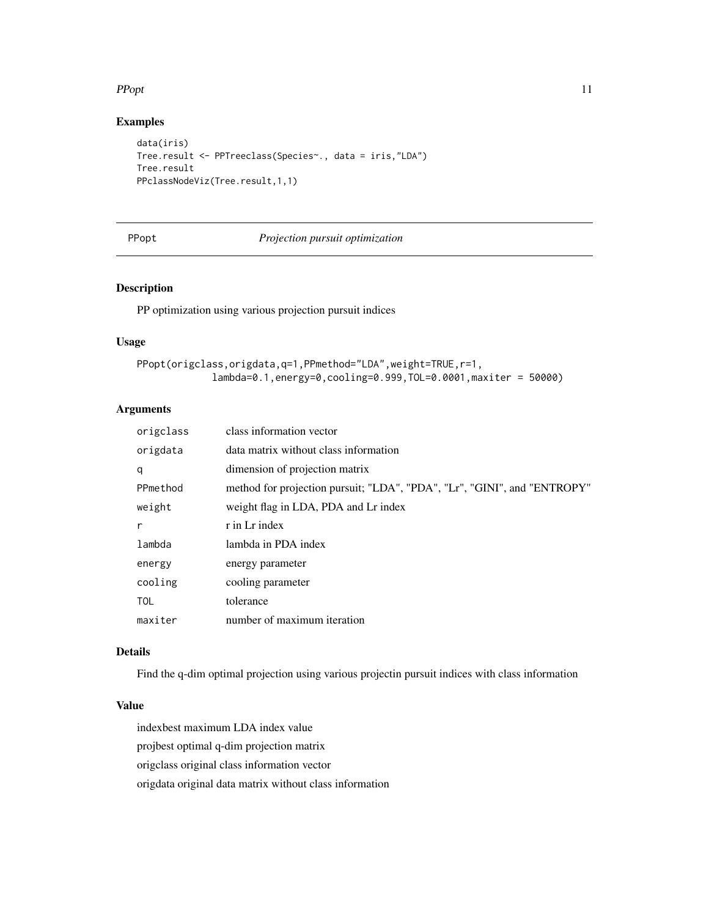## Examples

```
data(iris)
Tree.result <- PPTreeclass(Species~., data = iris,"LDA")
Tree.result
PPclassNodeViz(Tree.result,1,1)
```

---

# PPopt *Projection pursuit optimization*

---

## Description

PP optimization using various projection pursuit indices

## Usage

```
PPopt(origclass,origdata,q=1,PPmethod="LDA",weight=TRUE,r=1,
        lambda=0.1,energy=0,cooling=0.999,TOL=0.0001,maxiter = 50000)
```

## Arguments

| | |
|---|---|
| `origclass` | class information vector |
| `origdata` | data matrix without class information |
| `q` | dimension of projection matrix |
| `PPmethod` | method for projection pursuit; "LDA", "PDA", "Lr", "GINI", and "ENTROPY" |
| `weight` | weight flag in LDA, PDA and Lr index |
| `r` | r in Lr index |
| `lambda` | lambda in PDA index |
| `energy` | energy parameter |
| `cooling` | cooling parameter |
| `TOL` | tolerance |
| `maxiter` | number of maximum iteration |

## Details

Find the q-dim optimal projection using various projectin pursuit indices with class information

## Value

indexbest maximum LDA index value

projbest optimal q-dim projection matrix

origclass original class information vector

origdata original data matrix without class information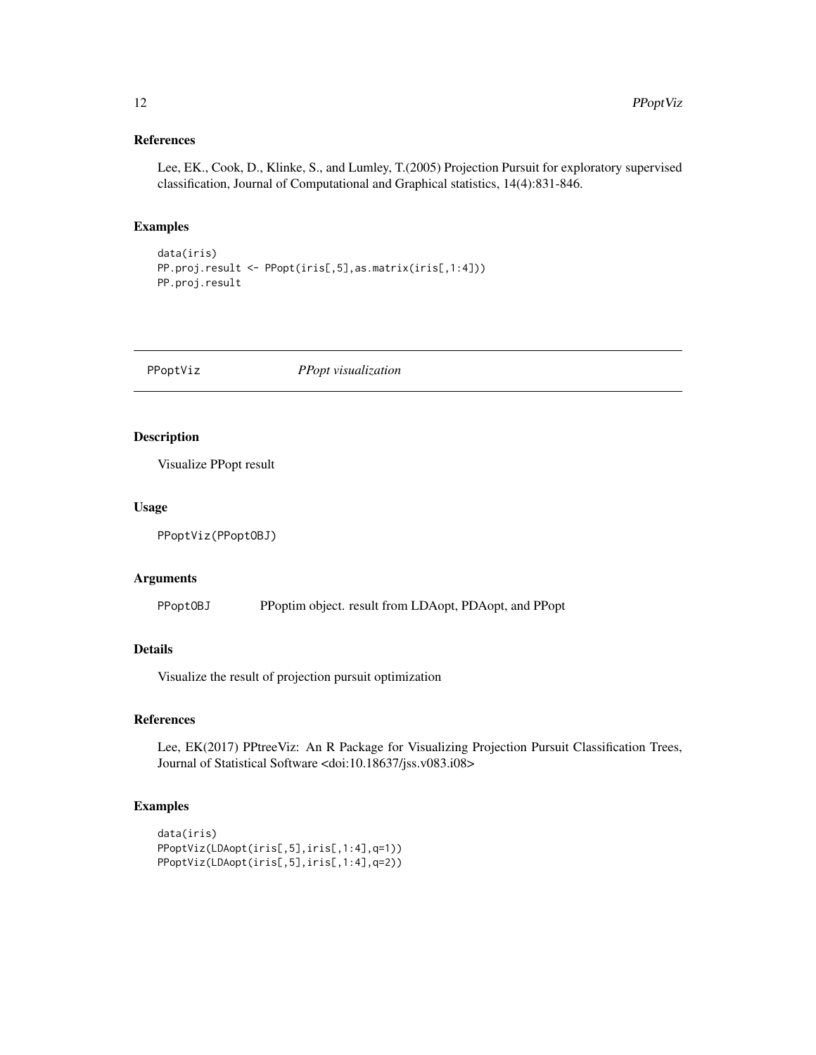### References

Lee, EK., Cook, D., Klinke, S., and Lumley, T.(2005) Projection Pursuit for exploratory supervised classification, Journal of Computational and Graphical statistics, 14(4):831-846.

### Examples

```
data(iris)
PP.proj.result <- PPopt(iris[,5],as.matrix(iris[,1:4]))
PP.proj.result
```

---

## PPoptViz — *PPopt visualization*

---

### Description

Visualize PPopt result

### Usage

```
PPoptViz(PPoptOBJ)
```

### Arguments

| | |
|---|---|
| PPoptOBJ | PPoptim object. result from LDAopt, PDAopt, and PPopt |

### Details

Visualize the result of projection pursuit optimization

### References

Lee, EK(2017) PPtreeViz: An R Package for Visualizing Projection Pursuit Classification Trees, Journal of Statistical Software <doi:10.18637/jss.v083.i08>

### Examples

```
data(iris)
PPoptViz(LDAopt(iris[,5],iris[,1:4],q=1))
PPoptViz(LDAopt(iris[,5],iris[,1:4],q=2))
```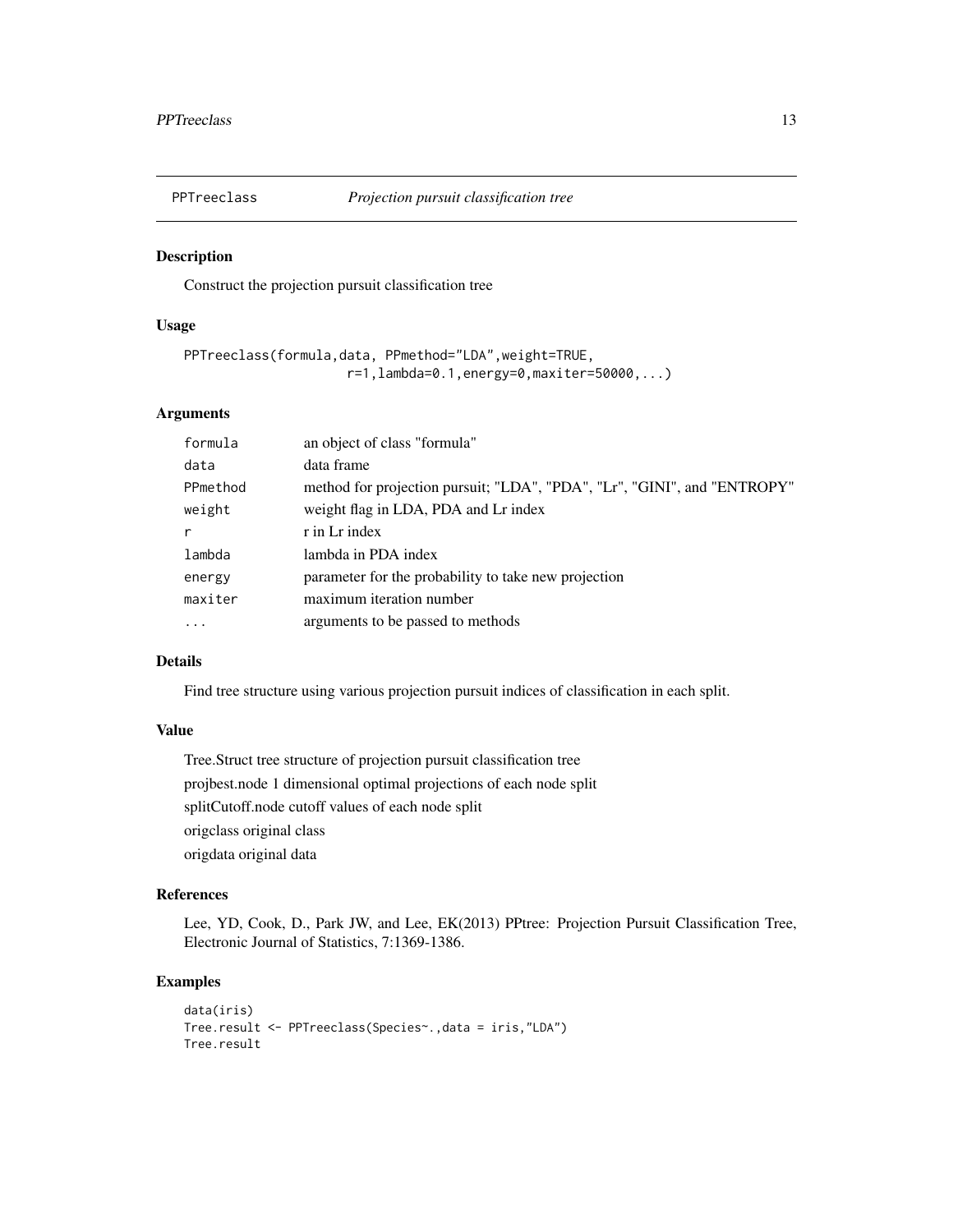## PPTreeclass — *Projection pursuit classification tree*

### Description

Construct the projection pursuit classification tree

### Usage

```
PPTreeclass(formula,data, PPmethod="LDA",weight=TRUE,
                    r=1,lambda=0.1,energy=0,maxiter=50000,...)
```

### Arguments

| | |
|---|---|
| `formula` | an object of class "formula" |
| `data` | data frame |
| `PPmethod` | method for projection pursuit; "LDA", "PDA", "Lr", "GINI", and "ENTROPY" |
| `weight` | weight flag in LDA, PDA and Lr index |
| `r` | r in Lr index |
| `lambda` | lambda in PDA index |
| `energy` | parameter for the probability to take new projection |
| `maxiter` | maximum iteration number |
| `...` | arguments to be passed to methods |

### Details

Find tree structure using various projection pursuit indices of classification in each split.

### Value

Tree.Struct tree structure of projection pursuit classification tree

projbest.node 1 dimensional optimal projections of each node split

splitCutoff.node cutoff values of each node split

origclass original class

origdata original data

### References

Lee, YD, Cook, D., Park JW, and Lee, EK(2013) PPtree: Projection Pursuit Classification Tree, Electronic Journal of Statistics, 7:1369-1386.

### Examples

```
data(iris)
Tree.result <- PPTreeclass(Species~.,data = iris,"LDA")
Tree.result
```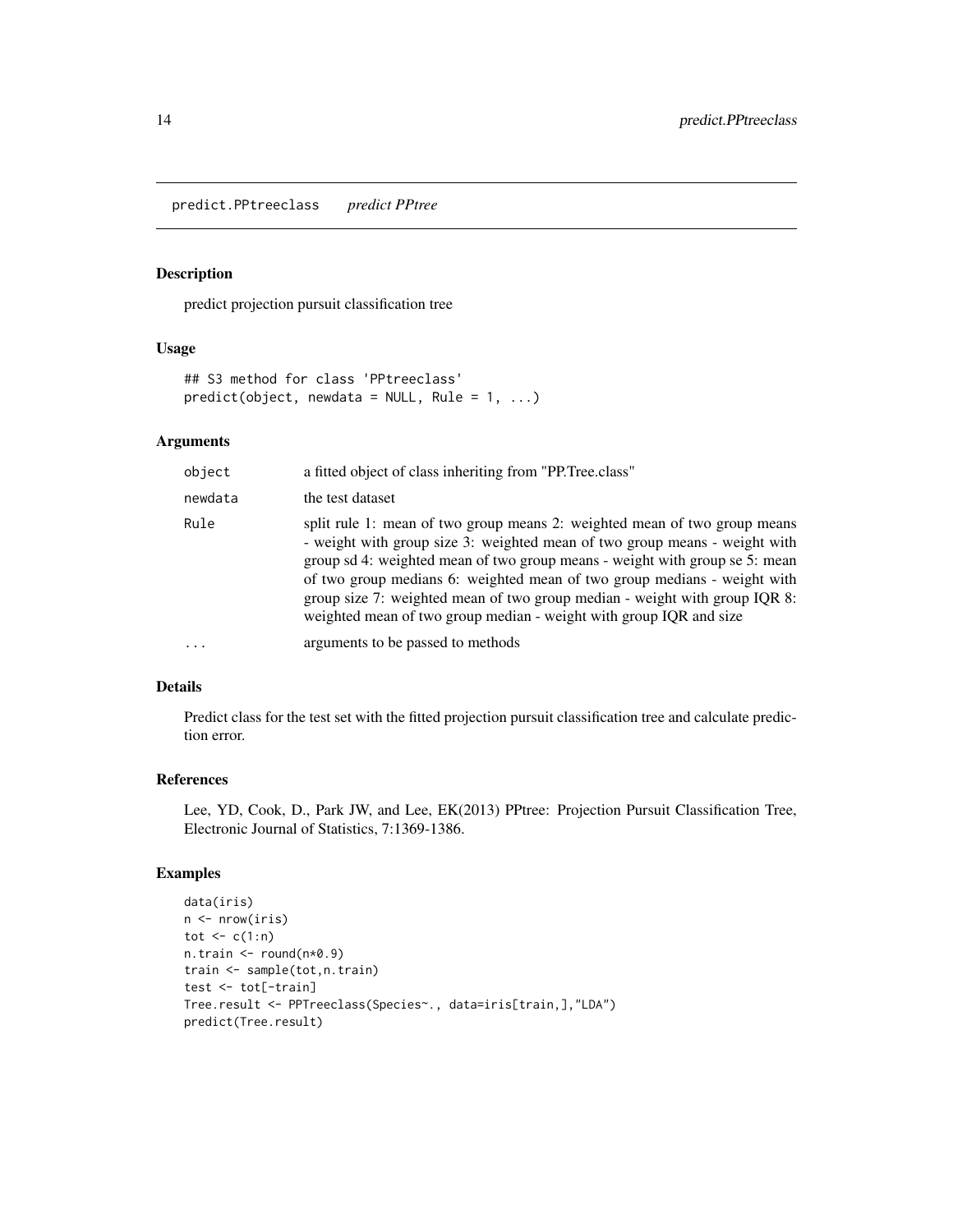## predict.PPtreeclass *predict PPtree*

### Description

predict projection pursuit classification tree

### Usage

```
## S3 method for class 'PPtreeclass'
predict(object, newdata = NULL, Rule = 1, ...)
```

### Arguments

| | |
|---|---|
| object | a fitted object of class inheriting from "PP.Tree.class" |
| newdata | the test dataset |
| Rule | split rule 1: mean of two group means 2: weighted mean of two group means - weight with group size 3: weighted mean of two group means - weight with group sd 4: weighted mean of two group means - weight with group se 5: mean of two group medians 6: weighted mean of two group medians - weight with group size 7: weighted mean of two group median - weight with group IQR 8: weighted mean of two group median - weight with group IQR and size |
| ... | arguments to be passed to methods |

### Details

Predict class for the test set with the fitted projection pursuit classification tree and calculate prediction error.

### References

Lee, YD, Cook, D., Park JW, and Lee, EK(2013) PPtree: Projection Pursuit Classification Tree, Electronic Journal of Statistics, 7:1369-1386.

### Examples

```
data(iris)
n <- nrow(iris)
tot <- c(1:n)
n.train <- round(n*0.9)
train <- sample(tot,n.train)
test <- tot[-train]
Tree.result <- PPTreeclass(Species~., data=iris[train,],"LDA")
predict(Tree.result)
```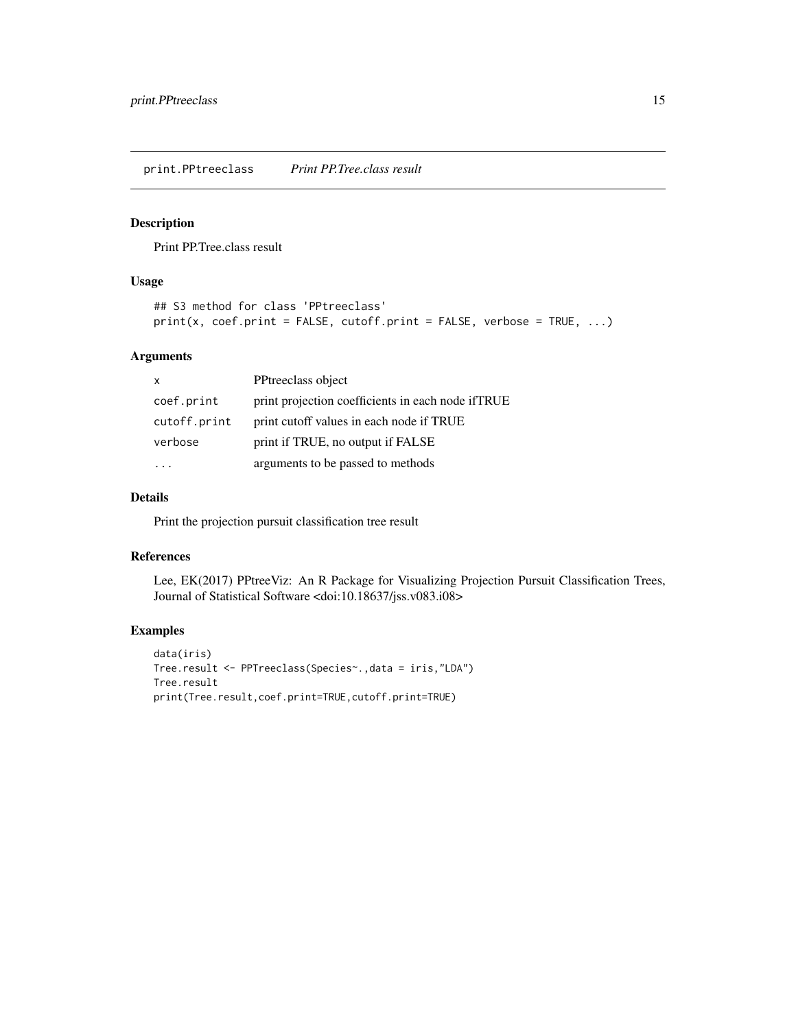## print.PPtreeclass *Print PP.Tree.class result*

### Description

Print PP.Tree.class result

### Usage

```
## S3 method for class 'PPtreeclass'
print(x, coef.print = FALSE, cutoff.print = FALSE, verbose = TRUE, ...)
```

### Arguments

| | |
|---|---|
| x | PPtreeclass object |
| coef.print | print projection coefficients in each node ifTRUE |
| cutoff.print | print cutoff values in each node if TRUE |
| verbose | print if TRUE, no output if FALSE |
| ... | arguments to be passed to methods |

### Details

Print the projection pursuit classification tree result

### References

Lee, EK(2017) PPtreeViz: An R Package for Visualizing Projection Pursuit Classification Trees, Journal of Statistical Software <doi:10.18637/jss.v083.i08>

### Examples

```
data(iris)
Tree.result <- PPTreeclass(Species~.,data = iris,"LDA")
Tree.result
print(Tree.result,coef.print=TRUE,cutoff.print=TRUE)
```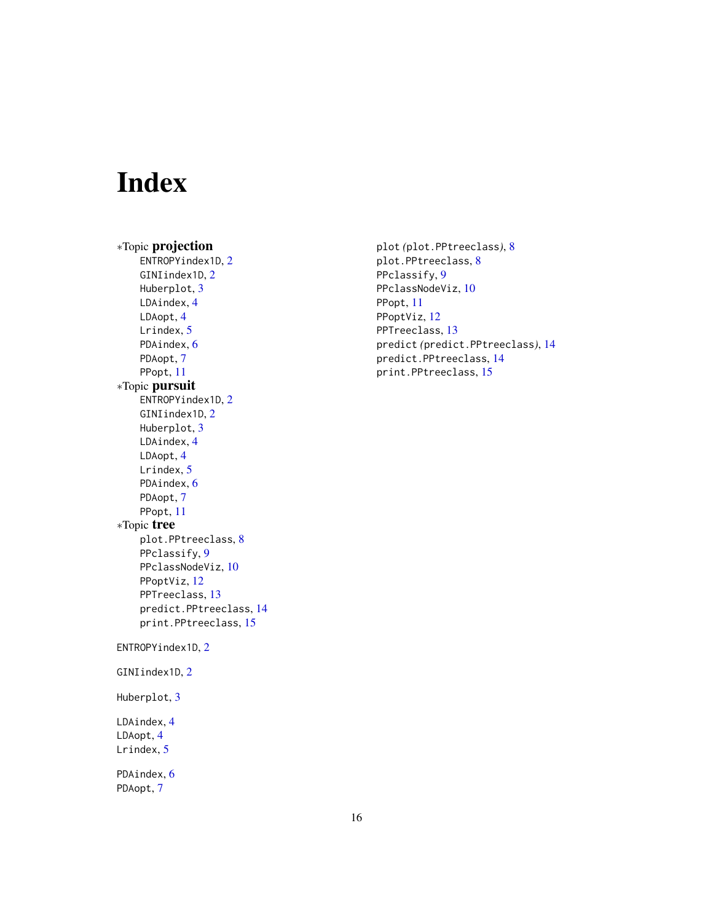# Index

*Topic **projection**
- ENTROPYindex1D, 2
- GINIindex1D, 2
- Huberplot, 3
- LDAindex, 4
- LDAopt, 4
- Lrindex, 5
- PDAindex, 6
- PDAopt, 7
- PPopt, 11

*Topic **pursuit**
- ENTROPYindex1D, 2
- GINIindex1D, 2
- Huberplot, 3
- LDAindex, 4
- LDAopt, 4
- Lrindex, 5
- PDAindex, 6
- PDAopt, 7
- PPopt, 11

*Topic **tree**
- plot.PPtreeclass, 8
- PPclassify, 9
- PPclassNodeViz, 10
- PPoptViz, 12
- PPTreeclass, 13
- predict.PPtreeclass, 14
- print.PPtreeclass, 15

ENTROPYindex1D, 2

GINIindex1D, 2

Huberplot, 3

LDAindex, 4
LDAopt, 4
Lrindex, 5

PDAindex, 6
PDAopt, 7
plot *(*plot.PPtreeclass*)*, 8
plot.PPtreeclass, 8
PPclassify, 9
PPclassNodeViz, 10
PPopt, 11
PPoptViz, 12
PPTreeclass, 13
predict *(*predict.PPtreeclass*)*, 14
predict.PPtreeclass, 14
print.PPtreeclass, 15